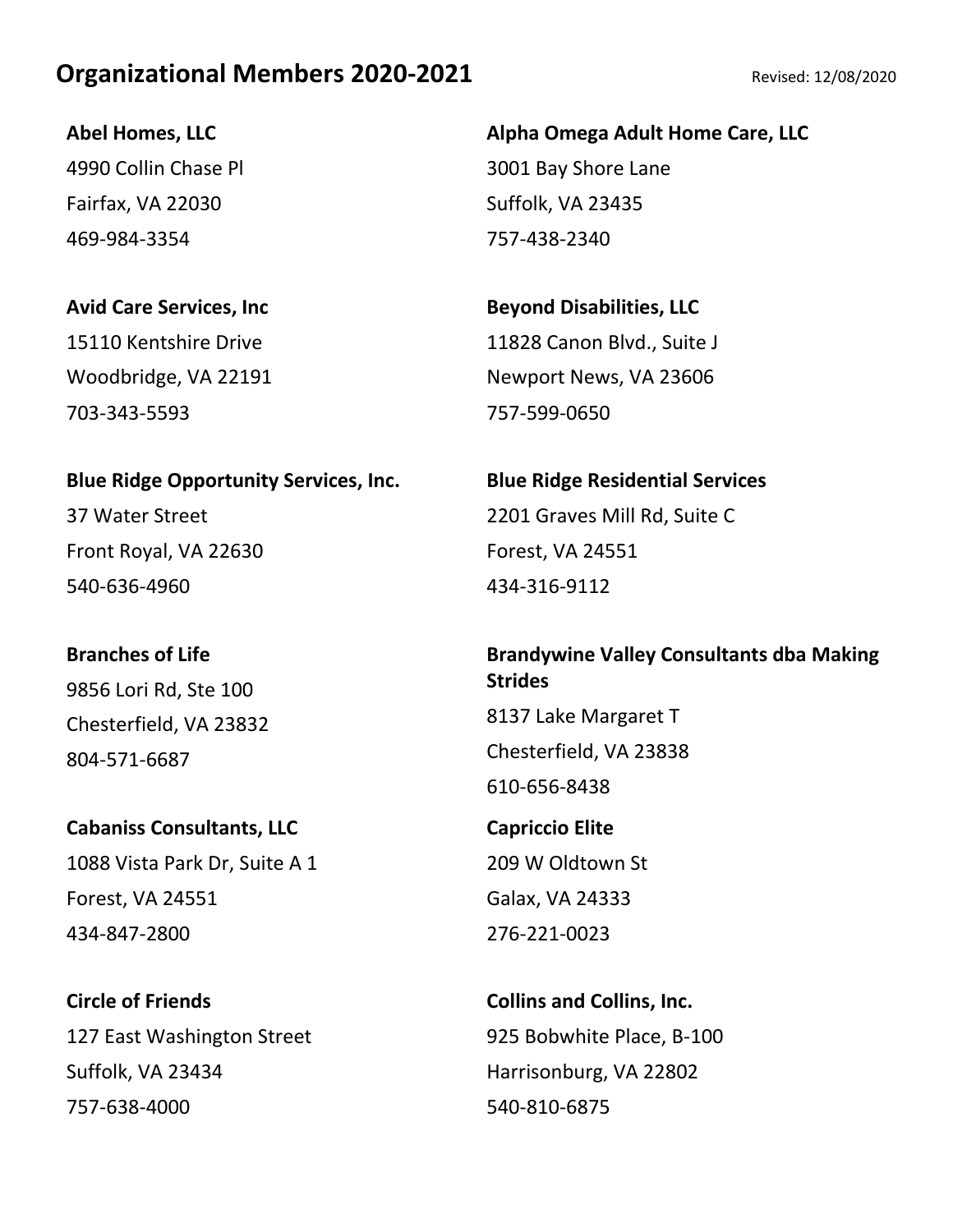# Organizational Members 2020-2021

Revised: 12/08/2020

**Abel Homes, LLC**
4990 Collin Chase Pl
Fairfax, VA 22030
469-984-3354

**Alpha Omega Adult Home Care, LLC**
3001 Bay Shore Lane
Suffolk, VA 23435
757-438-2340

**Avid Care Services, Inc**
15110 Kentshire Drive
Woodbridge, VA 22191
703-343-5593

**Beyond Disabilities, LLC**
11828 Canon Blvd., Suite J
Newport News, VA 23606
757-599-0650

**Blue Ridge Opportunity Services, Inc.**
37 Water Street
Front Royal, VA 22630
540-636-4960

**Blue Ridge Residential Services**
2201 Graves Mill Rd, Suite C
Forest, VA 24551
434-316-9112

**Branches of Life**
9856 Lori Rd, Ste 100
Chesterfield, VA 23832
804-571-6687

**Brandywine Valley Consultants dba Making Strides**
8137 Lake Margaret T
Chesterfield, VA 23838
610-656-8438

**Cabaniss Consultants, LLC**
1088 Vista Park Dr, Suite A 1
Forest, VA 24551
434-847-2800

**Capriccio Elite**
209 W Oldtown St
Galax, VA 24333
276-221-0023

**Circle of Friends**
127 East Washington Street
Suffolk, VA 23434
757-638-4000

**Collins and Collins, Inc.**
925 Bobwhite Place, B-100
Harrisonburg, VA 22802
540-810-6875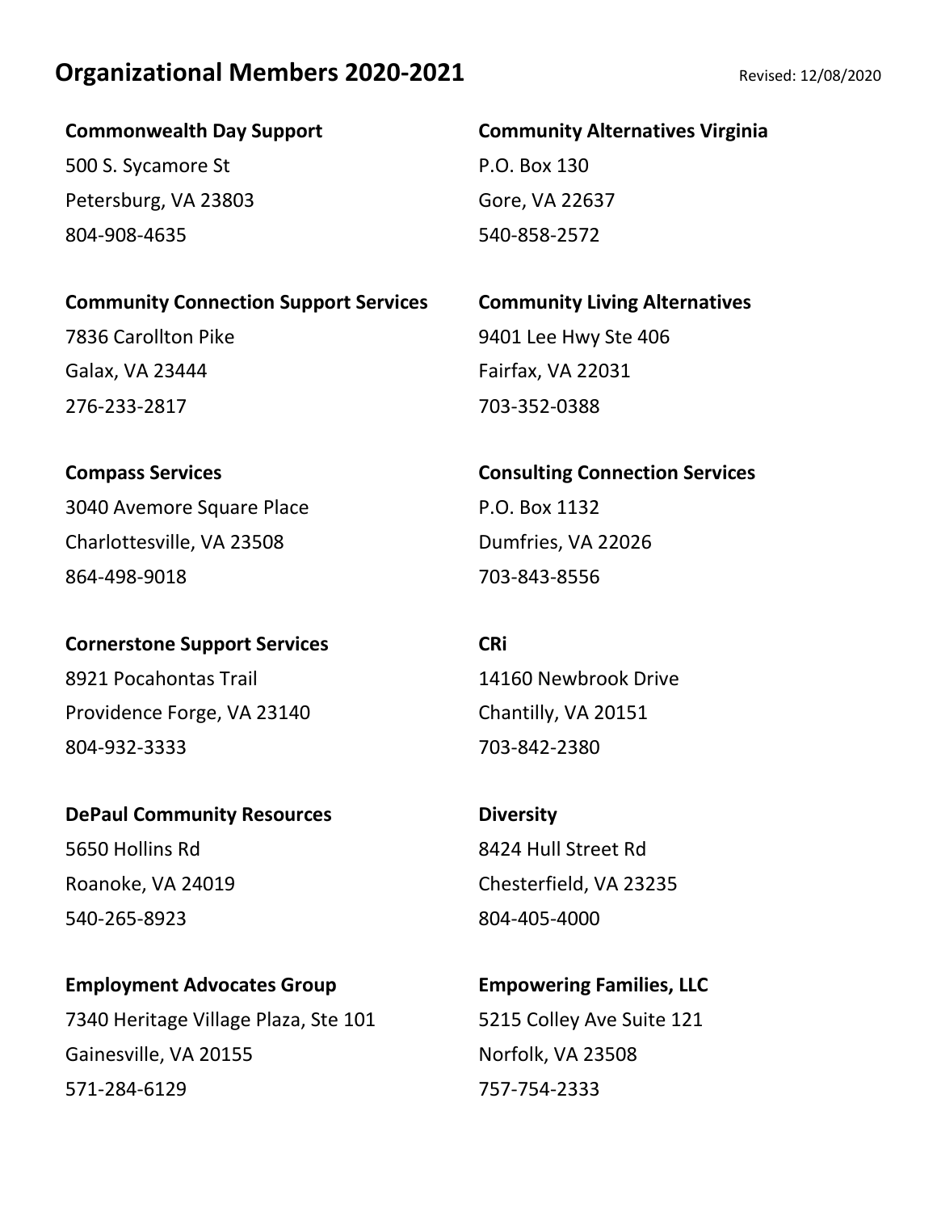## Organizational Members 2020-2021

Revised: 12/08/2020

**Commonwealth Day Support**
500 S. Sycamore St
Petersburg, VA 23803
804-908-4635

**Community Alternatives Virginia**
P.O. Box 130
Gore, VA 22637
540-858-2572

**Community Connection Support Services**
7836 Carollton Pike
Galax, VA 23444
276-233-2817

**Community Living Alternatives**
9401 Lee Hwy Ste 406
Fairfax, VA 22031
703-352-0388

**Compass Services**
3040 Avemore Square Place
Charlottesville, VA 23508
864-498-9018

**Consulting Connection Services**
P.O. Box 1132
Dumfries, VA 22026
703-843-8556

**Cornerstone Support Services**
8921 Pocahontas Trail
Providence Forge, VA 23140
804-932-3333

**CRi**
14160 Newbrook Drive
Chantilly, VA 20151
703-842-2380

**DePaul Community Resources**
5650 Hollins Rd
Roanoke, VA 24019
540-265-8923

**Diversity**
8424 Hull Street Rd
Chesterfield, VA 23235
804-405-4000

**Employment Advocates Group**
7340 Heritage Village Plaza, Ste 101
Gainesville, VA 20155
571-284-6129

**Empowering Families, LLC**
5215 Colley Ave Suite 121
Norfolk, VA 23508
757-754-2333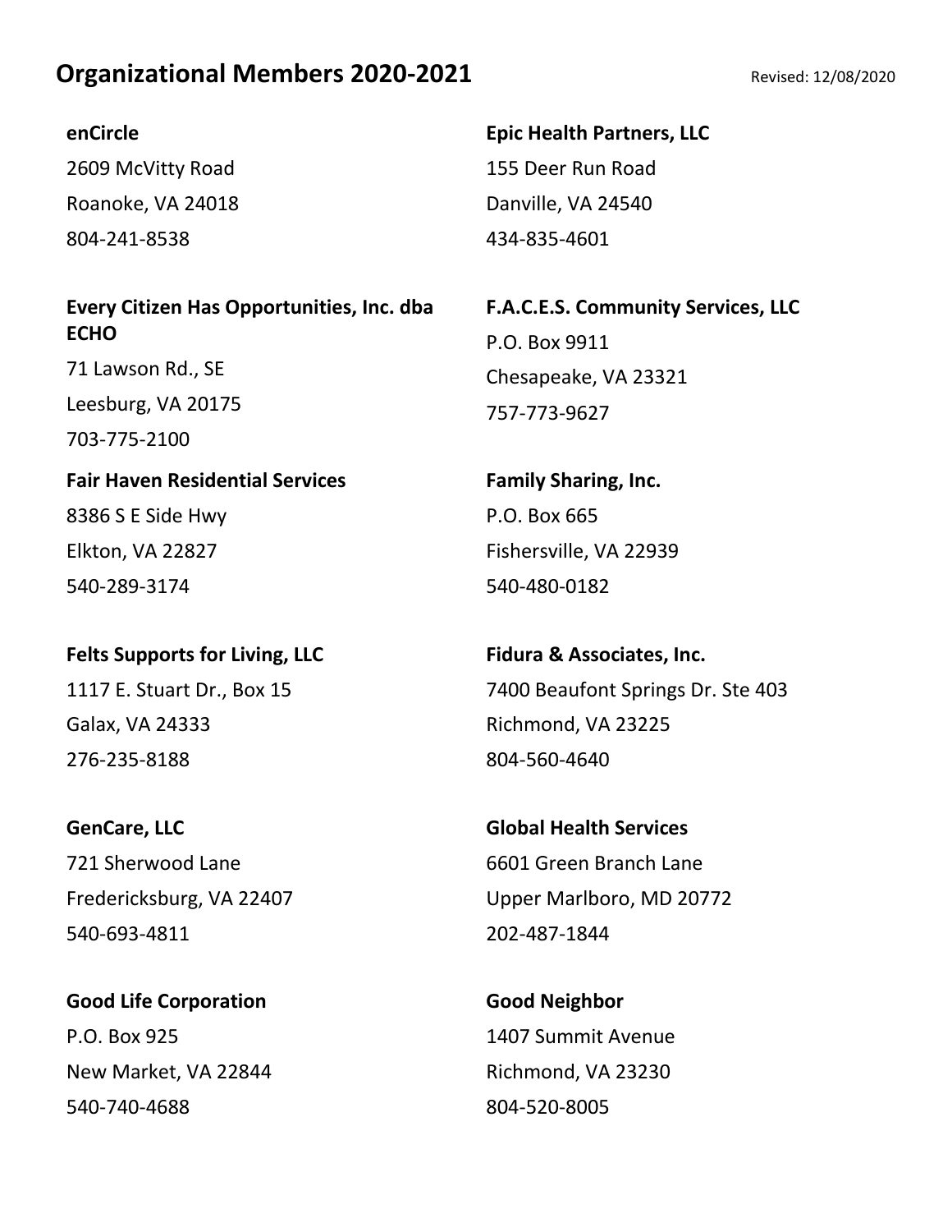## Organizational Members 2020-2021

Revised: 12/08/2020

**enCircle**
2609 McVitty Road
Roanoke, VA 24018
804-241-8538

**Epic Health Partners, LLC**
155 Deer Run Road
Danville, VA 24540
434-835-4601

**Every Citizen Has Opportunities, Inc. dba ECHO**
71 Lawson Rd., SE
Leesburg, VA 20175
703-775-2100

**F.A.C.E.S. Community Services, LLC**
P.O. Box 9911
Chesapeake, VA 23321
757-773-9627

**Fair Haven Residential Services**
8386 S E Side Hwy
Elkton, VA 22827
540-289-3174

**Family Sharing, Inc.**
P.O. Box 665
Fishersville, VA 22939
540-480-0182

**Felts Supports for Living, LLC**
1117 E. Stuart Dr., Box 15
Galax, VA 24333
276-235-8188

**Fidura & Associates, Inc.**
7400 Beaufont Springs Dr. Ste 403
Richmond, VA 23225
804-560-4640

**GenCare, LLC**
721 Sherwood Lane
Fredericksburg, VA 22407
540-693-4811

**Global Health Services**
6601 Green Branch Lane
Upper Marlboro, MD 20772
202-487-1844

**Good Life Corporation**
P.O. Box 925
New Market, VA 22844
540-740-4688

**Good Neighbor**
1407 Summit Avenue
Richmond, VA 23230
804-520-8005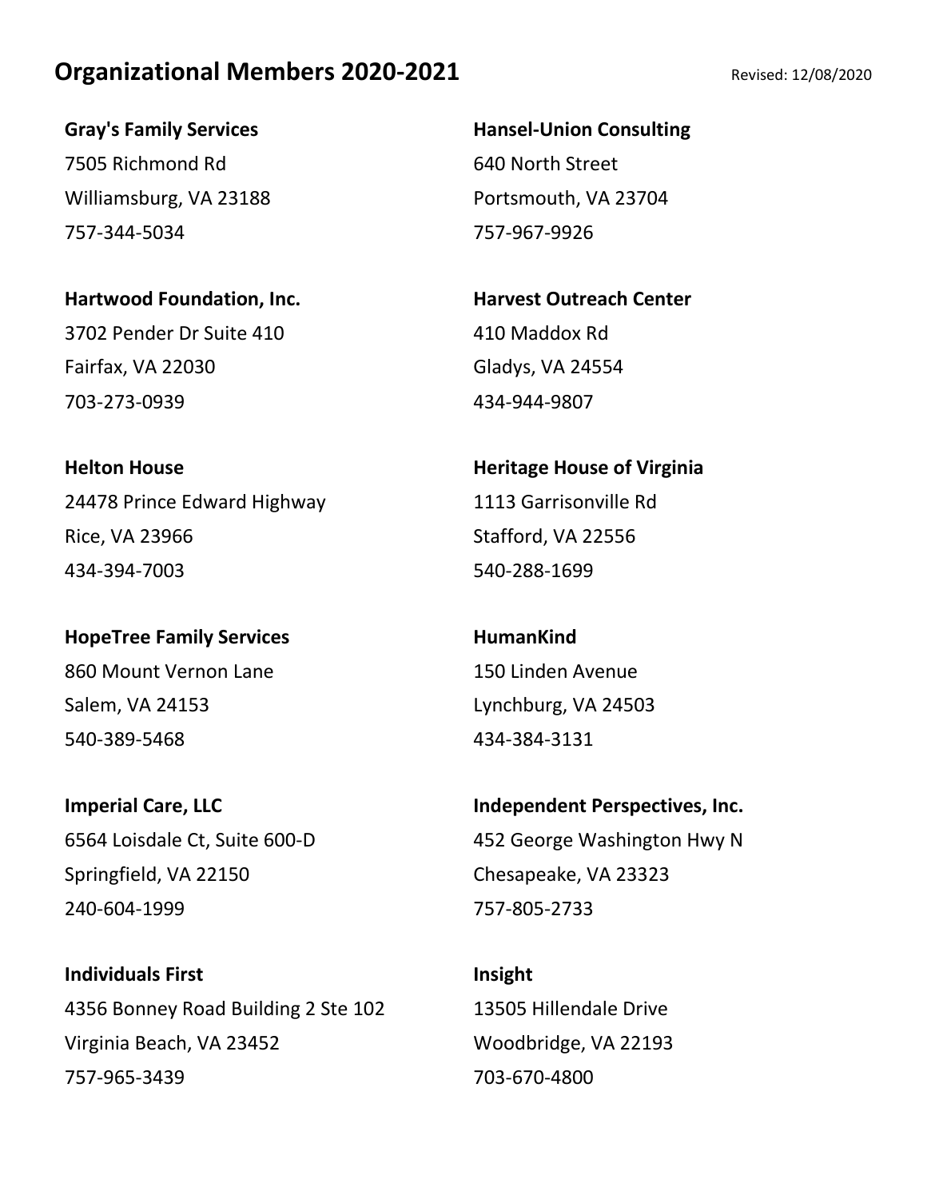# Organizational Members 2020-2021

Revised: 12/08/2020

**Gray's Family Services**
7505 Richmond Rd
Williamsburg, VA 23188
757-344-5034

**Hansel-Union Consulting**
640 North Street
Portsmouth, VA 23704
757-967-9926

**Hartwood Foundation, Inc.**
3702 Pender Dr Suite 410
Fairfax, VA 22030
703-273-0939

**Harvest Outreach Center**
410 Maddox Rd
Gladys, VA 24554
434-944-9807

**Helton House**
24478 Prince Edward Highway
Rice, VA 23966
434-394-7003

**Heritage House of Virginia**
1113 Garrisonville Rd
Stafford, VA 22556
540-288-1699

**HopeTree Family Services**
860 Mount Vernon Lane
Salem, VA 24153
540-389-5468

**HumanKind**
150 Linden Avenue
Lynchburg, VA 24503
434-384-3131

**Imperial Care, LLC**
6564 Loisdale Ct, Suite 600-D
Springfield, VA 22150
240-604-1999

**Independent Perspectives, Inc.**
452 George Washington Hwy N
Chesapeake, VA 23323
757-805-2733

**Individuals First**
4356 Bonney Road Building 2 Ste 102
Virginia Beach, VA 23452
757-965-3439

**Insight**
13505 Hillendale Drive
Woodbridge, VA 22193
703-670-4800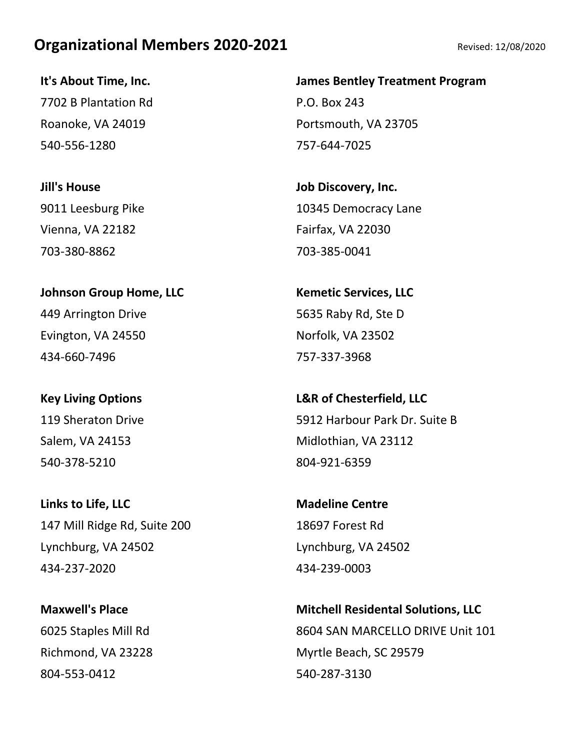## Organizational Members 2020-2021

Revised: 12/08/2020

**It's About Time, Inc.**
7702 B Plantation Rd
Roanoke, VA 24019
540-556-1280

**James Bentley Treatment Program**
P.O. Box 243
Portsmouth, VA 23705
757-644-7025

**Jill's House**
9011 Leesburg Pike
Vienna, VA 22182
703-380-8862

**Job Discovery, Inc.**
10345 Democracy Lane
Fairfax, VA 22030
703-385-0041

**Johnson Group Home, LLC**
449 Arrington Drive
Evington, VA 24550
434-660-7496

**Kemetic Services, LLC**
5635 Raby Rd, Ste D
Norfolk, VA 23502
757-337-3968

**Key Living Options**
119 Sheraton Drive
Salem, VA 24153
540-378-5210

**L&R of Chesterfield, LLC**
5912 Harbour Park Dr. Suite B
Midlothian, VA 23112
804-921-6359

**Links to Life, LLC**
147 Mill Ridge Rd, Suite 200
Lynchburg, VA 24502
434-237-2020

**Madeline Centre**
18697 Forest Rd
Lynchburg, VA 24502
434-239-0003

**Maxwell's Place**
6025 Staples Mill Rd
Richmond, VA 23228
804-553-0412

**Mitchell Residental Solutions, LLC**
8604 SAN MARCELLO DRIVE Unit 101
Myrtle Beach, SC 29579
540-287-3130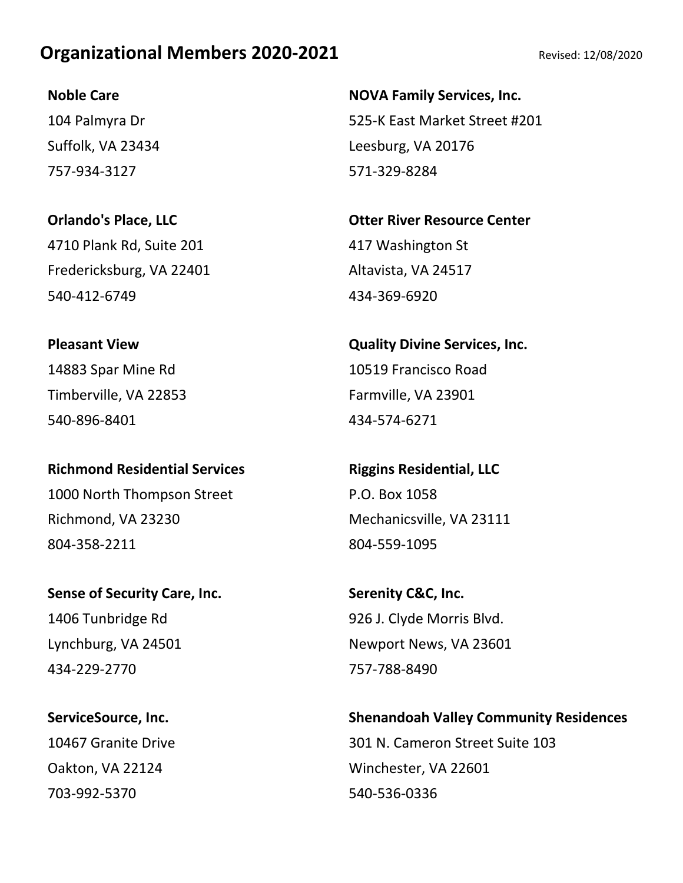## Organizational Members 2020-2021

Revised: 12/08/2020

**Noble Care**
104 Palmyra Dr
Suffolk, VA 23434
757-934-3127

**NOVA Family Services, Inc.**
525-K East Market Street #201
Leesburg, VA 20176
571-329-8284

**Orlando's Place, LLC**
4710 Plank Rd, Suite 201
Fredericksburg, VA 22401
540-412-6749

**Otter River Resource Center**
417 Washington St
Altavista, VA 24517
434-369-6920

**Pleasant View**
14883 Spar Mine Rd
Timberville, VA 22853
540-896-8401

**Quality Divine Services, Inc.**
10519 Francisco Road
Farmville, VA 23901
434-574-6271

**Richmond Residential Services**
1000 North Thompson Street
Richmond, VA 23230
804-358-2211

**Riggins Residential, LLC**
P.O. Box 1058
Mechanicsville, VA 23111
804-559-1095

**Sense of Security Care, Inc.**
1406 Tunbridge Rd
Lynchburg, VA 24501
434-229-2770

**Serenity C&C, Inc.**
926 J. Clyde Morris Blvd.
Newport News, VA 23601
757-788-8490

**ServiceSource, Inc.**
10467 Granite Drive
Oakton, VA 22124
703-992-5370

**Shenandoah Valley Community Residences**
301 N. Cameron Street Suite 103
Winchester, VA 22601
540-536-0336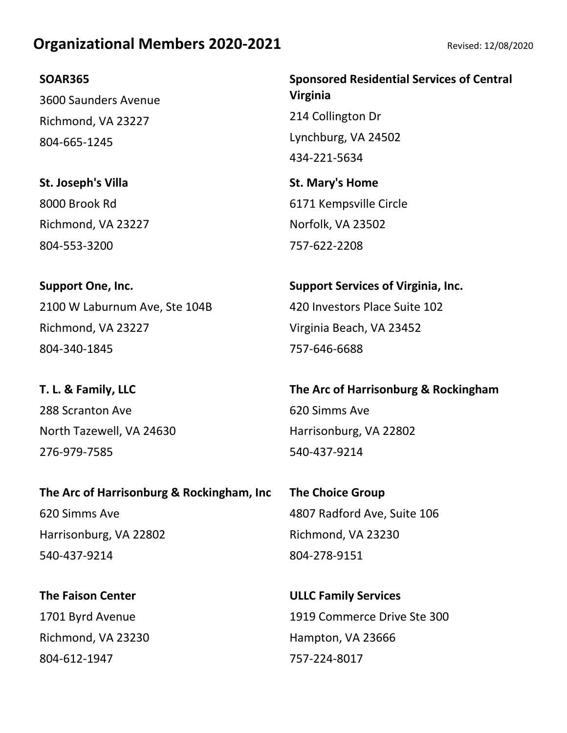## Organizational Members 2020-2021

Revised: 12/08/2020

**SOAR365**
3600 Saunders Avenue
Richmond, VA 23227
804-665-1245

**Sponsored Residential Services of Central Virginia**
214 Collington Dr
Lynchburg, VA 24502
434-221-5634

**St. Joseph's Villa**
8000 Brook Rd
Richmond, VA 23227
804-553-3200

**St. Mary's Home**
6171 Kempsville Circle
Norfolk, VA 23502
757-622-2208

**Support One, Inc.**
2100 W Laburnum Ave, Ste 104B
Richmond, VA 23227
804-340-1845

**Support Services of Virginia, Inc.**
420 Investors Place Suite 102
Virginia Beach, VA 23452
757-646-6688

**T. L. & Family, LLC**
288 Scranton Ave
North Tazewell, VA 24630
276-979-7585

**The Arc of Harrisonburg & Rockingham**
620 Simms Ave
Harrisonburg, VA 22802
540-437-9214

**The Arc of Harrisonburg & Rockingham, Inc**
620 Simms Ave
Harrisonburg, VA 22802
540-437-9214

**The Choice Group**
4807 Radford Ave, Suite 106
Richmond, VA 23230
804-278-9151

**The Faison Center**
1701 Byrd Avenue
Richmond, VA 23230
804-612-1947

**ULLC Family Services**
1919 Commerce Drive Ste 300
Hampton, VA 23666
757-224-8017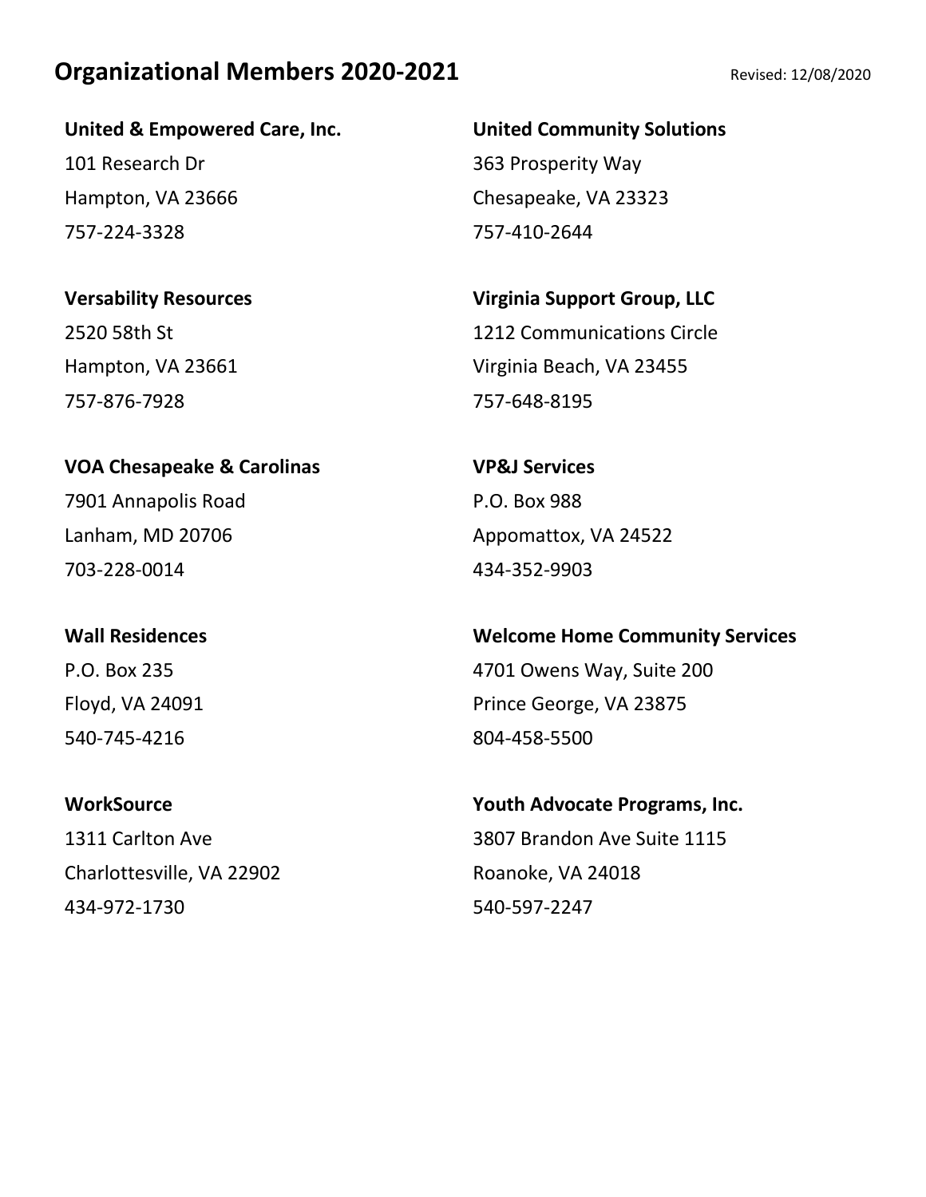## Organizational Members 2020-2021

Revised: 12/08/2020

**United & Empowered Care, Inc.**
101 Research Dr
Hampton, VA 23666
757-224-3328

**United Community Solutions**
363 Prosperity Way
Chesapeake, VA 23323
757-410-2644

**Versability Resources**
2520 58th St
Hampton, VA 23661
757-876-7928

**Virginia Support Group, LLC**
1212 Communications Circle
Virginia Beach, VA 23455
757-648-8195

**VOA Chesapeake & Carolinas**
7901 Annapolis Road
Lanham, MD 20706
703-228-0014

**VP&J Services**
P.O. Box 988
Appomattox, VA 24522
434-352-9903

**Wall Residences**
P.O. Box 235
Floyd, VA 24091
540-745-4216

**Welcome Home Community Services**
4701 Owens Way, Suite 200
Prince George, VA 23875
804-458-5500

**WorkSource**
1311 Carlton Ave
Charlottesville, VA 22902
434-972-1730

**Youth Advocate Programs, Inc.**
3807 Brandon Ave Suite 1115
Roanoke, VA 24018
540-597-2247